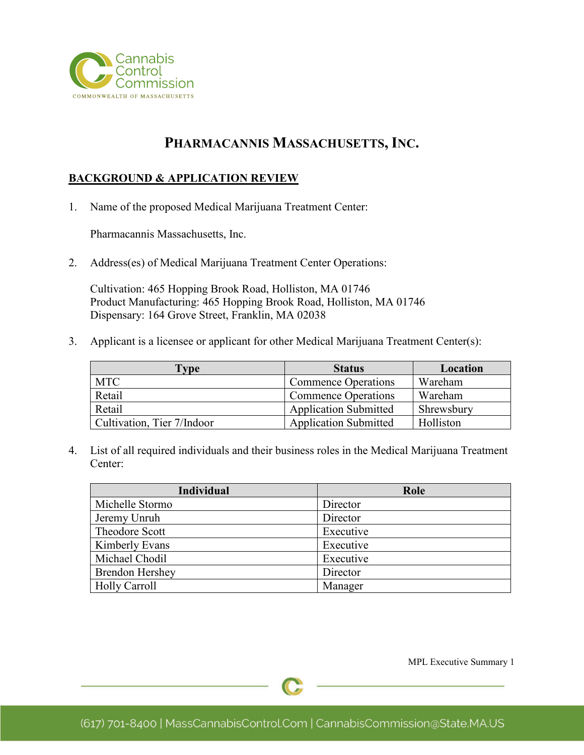# PHARMACANNIS MASSACHUSETTS, INC.

## BACKGROUND & APPLICATION REVIEW

1. Name of the proposed Medical Marijuana Treatment Center:

   Pharmacannis Massachusetts, Inc.

2. Address(es) of Medical Marijuana Treatment Center Operations:

   Cultivation: 465 Hopping Brook Road, Holliston, MA 01746
   Product Manufacturing: 465 Hopping Brook Road, Holliston, MA 01746
   Dispensary: 164 Grove Street, Franklin, MA 02038

3. Applicant is a licensee or applicant for other Medical Marijuana Treatment Center(s):

| Type | Status | Location |
| --- | --- | --- |
| MTC | Commence Operations | Wareham |
| Retail | Commence Operations | Wareham |
| Retail | Application Submitted | Shrewsbury |
| Cultivation, Tier 7/Indoor | Application Submitted | Holliston |

4. List of all required individuals and their business roles in the Medical Marijuana Treatment Center:

| Individual | Role |
| --- | --- |
| Michelle Stormo | Director |
| Jeremy Unruh | Director |
| Theodore Scott | Executive |
| Kimberly Evans | Executive |
| Michael Chodil | Executive |
| Brendon Hershey | Director |
| Holly Carroll | Manager |

MPL Executive Summary 1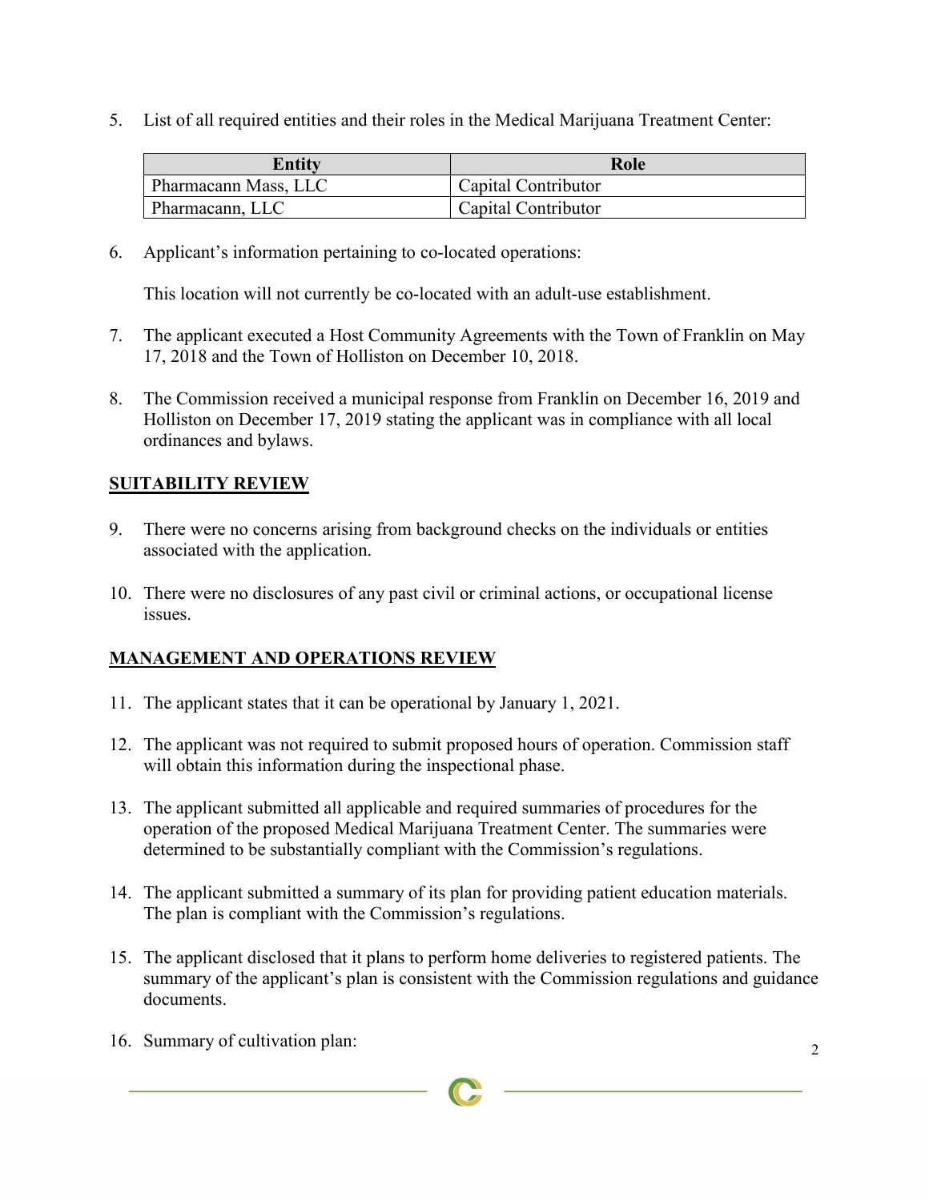5. List of all required entities and their roles in the Medical Marijuana Treatment Center:

| Entity | Role |
|---|---|
| Pharmacann Mass, LLC | Capital Contributor |
| Pharmacann, LLC | Capital Contributor |

6. Applicant's information pertaining to co-located operations:

   This location will not currently be co-located with an adult-use establishment.

7. The applicant executed a Host Community Agreements with the Town of Franklin on May 17, 2018 and the Town of Holliston on December 10, 2018.

8. The Commission received a municipal response from Franklin on December 16, 2019 and Holliston on December 17, 2019 stating the applicant was in compliance with all local ordinances and bylaws.

## SUITABILITY REVIEW

9. There were no concerns arising from background checks on the individuals or entities associated with the application.

10. There were no disclosures of any past civil or criminal actions, or occupational license issues.

## MANAGEMENT AND OPERATIONS REVIEW

11. The applicant states that it can be operational by January 1, 2021.

12. The applicant was not required to submit proposed hours of operation. Commission staff will obtain this information during the inspectional phase.

13. The applicant submitted all applicable and required summaries of procedures for the operation of the proposed Medical Marijuana Treatment Center. The summaries were determined to be substantially compliant with the Commission's regulations.

14. The applicant submitted a summary of its plan for providing patient education materials. The plan is compliant with the Commission's regulations.

15. The applicant disclosed that it plans to perform home deliveries to registered patients. The summary of the applicant's plan is consistent with the Commission regulations and guidance documents.

16. Summary of cultivation plan: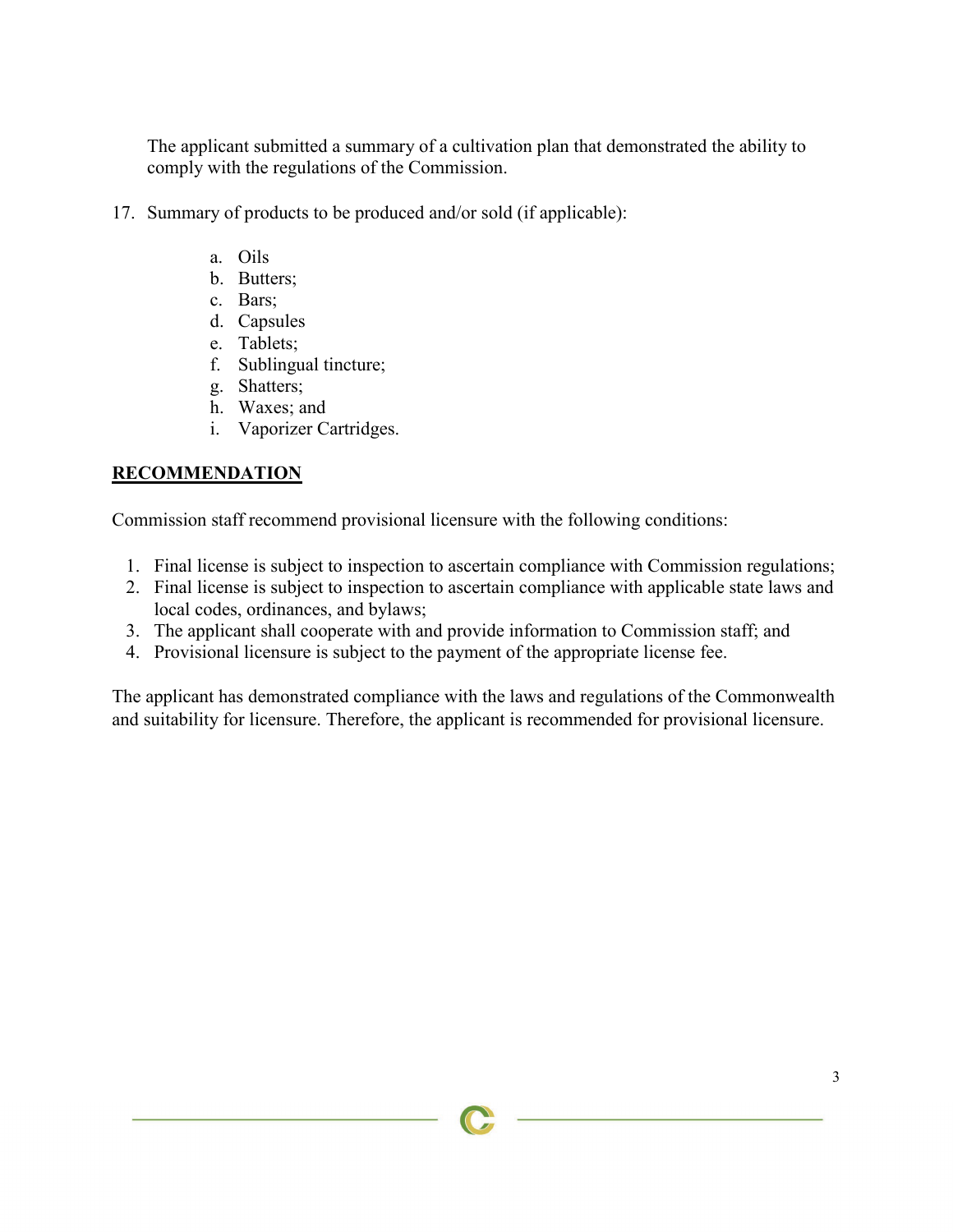The applicant submitted a summary of a cultivation plan that demonstrated the ability to comply with the regulations of the Commission.

17. Summary of products to be produced and/or sold (if applicable):

    a. Oils
    b. Butters;
    c. Bars;
    d. Capsules
    e. Tablets;
    f. Sublingual tincture;
    g. Shatters;
    h. Waxes; and
    i. Vaporizer Cartridges.

## RECOMMENDATION

Commission staff recommend provisional licensure with the following conditions:

1. Final license is subject to inspection to ascertain compliance with Commission regulations;
2. Final license is subject to inspection to ascertain compliance with applicable state laws and local codes, ordinances, and bylaws;
3. The applicant shall cooperate with and provide information to Commission staff; and
4. Provisional licensure is subject to the payment of the appropriate license fee.

The applicant has demonstrated compliance with the laws and regulations of the Commonwealth and suitability for licensure. Therefore, the applicant is recommended for provisional licensure.